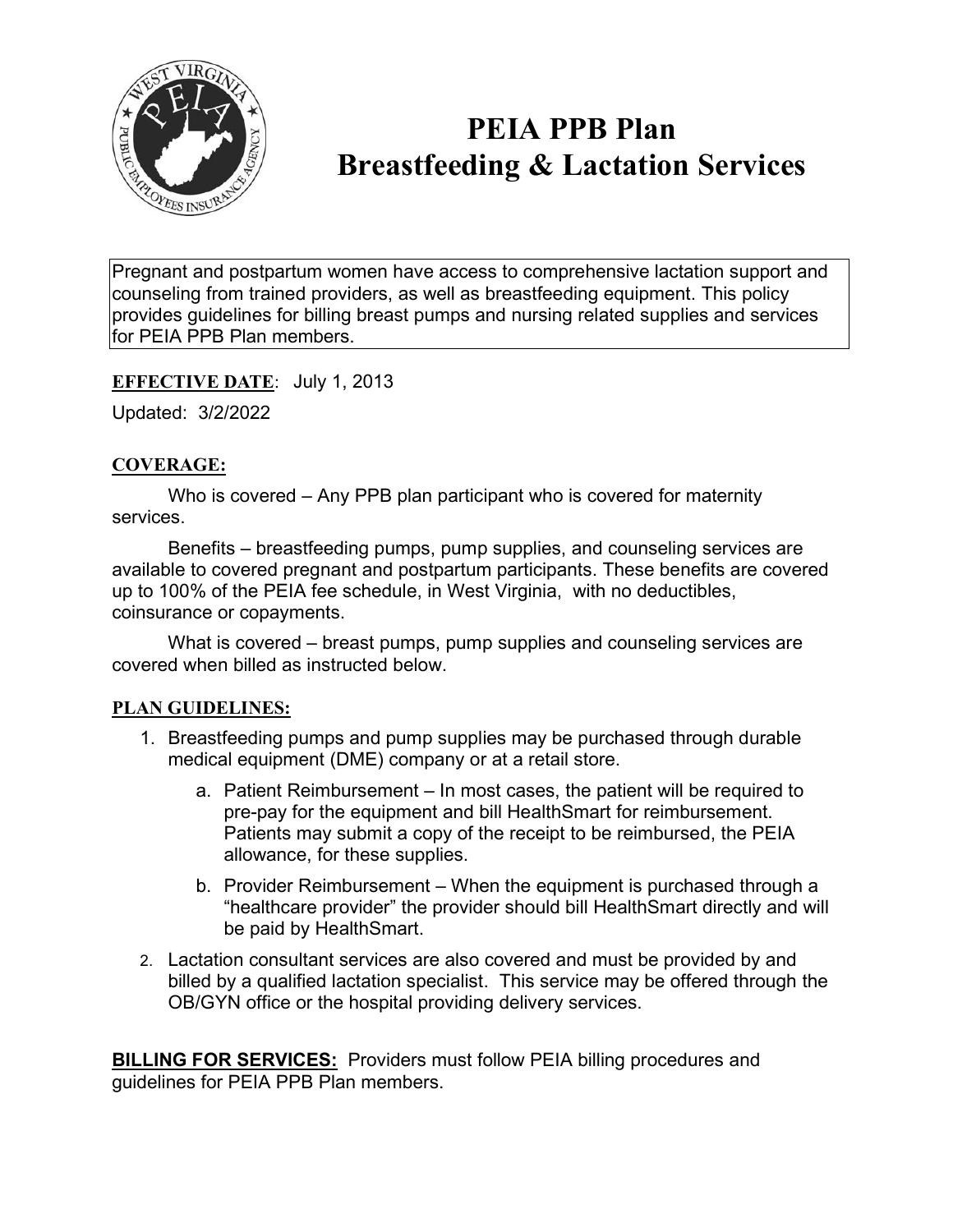# PEIA PPB Plan
# Breastfeeding & Lactation Services

Pregnant and postpartum women have access to comprehensive lactation support and counseling from trained providers, as well as breastfeeding equipment. This policy provides guidelines for billing breast pumps and nursing related supplies and services for PEIA PPB Plan members.

**EFFECTIVE DATE**: July 1, 2013

Updated: 3/2/2022

## COVERAGE:

Who is covered – Any PPB plan participant who is covered for maternity services.

Benefits – breastfeeding pumps, pump supplies, and counseling services are available to covered pregnant and postpartum participants. These benefits are covered up to 100% of the PEIA fee schedule, in West Virginia, with no deductibles, coinsurance or copayments.

What is covered – breast pumps, pump supplies and counseling services are covered when billed as instructed below.

## PLAN GUIDELINES:

1. Breastfeeding pumps and pump supplies may be purchased through durable medical equipment (DME) company or at a retail store.
   a. Patient Reimbursement – In most cases, the patient will be required to pre-pay for the equipment and bill HealthSmart for reimbursement. Patients may submit a copy of the receipt to be reimbursed, the PEIA allowance, for these supplies.
   b. Provider Reimbursement – When the equipment is purchased through a "healthcare provider" the provider should bill HealthSmart directly and will be paid by HealthSmart.
2. Lactation consultant services are also covered and must be provided by and billed by a qualified lactation specialist. This service may be offered through the OB/GYN office or the hospital providing delivery services.

**BILLING FOR SERVICES:** Providers must follow PEIA billing procedures and guidelines for PEIA PPB Plan members.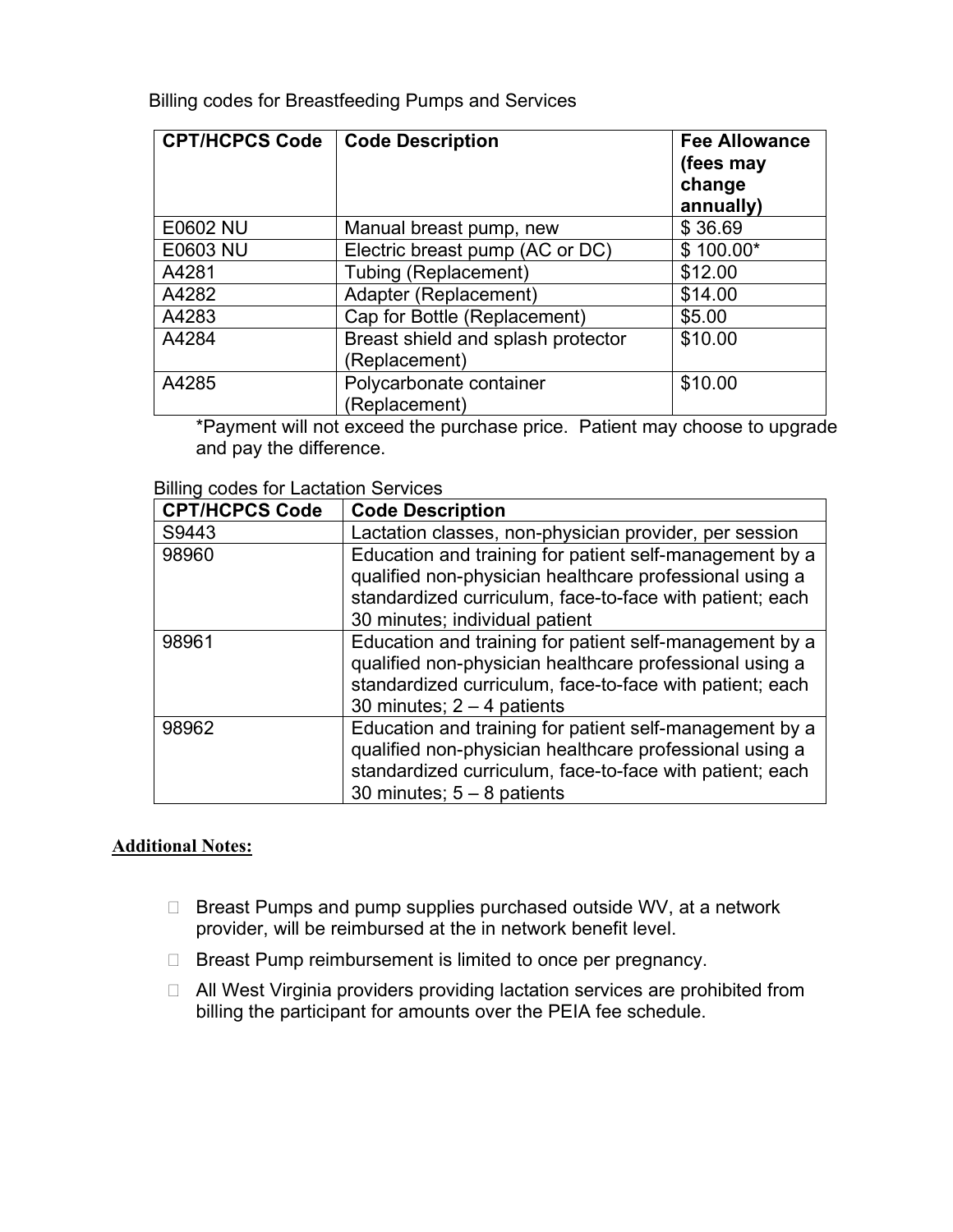Billing codes for Breastfeeding Pumps and Services

| CPT/HCPCS Code | Code Description | Fee Allowance (fees may change annually) |
|---|---|---|
| E0602 NU | Manual breast pump, new | $ 36.69 |
| E0603 NU | Electric breast pump (AC or DC) | $ 100.00* |
| A4281 | Tubing (Replacement) | $12.00 |
| A4282 | Adapter (Replacement) | $14.00 |
| A4283 | Cap for Bottle (Replacement) | $5.00 |
| A4284 | Breast shield and splash protector (Replacement) | $10.00 |
| A4285 | Polycarbonate container (Replacement) | $10.00 |

*Payment will not exceed the purchase price. Patient may choose to upgrade and pay the difference.

Billing codes for Lactation Services

| CPT/HCPCS Code | Code Description |
|---|---|
| S9443 | Lactation classes, non-physician provider, per session |
| 98960 | Education and training for patient self-management by a qualified non-physician healthcare professional using a standardized curriculum, face-to-face with patient; each 30 minutes; individual patient |
| 98961 | Education and training for patient self-management by a qualified non-physician healthcare professional using a standardized curriculum, face-to-face with patient; each 30 minutes; 2 – 4 patients |
| 98962 | Education and training for patient self-management by a qualified non-physician healthcare professional using a standardized curriculum, face-to-face with patient; each 30 minutes; 5 – 8 patients |

**Additional Notes:**

- Breast Pumps and pump supplies purchased outside WV, at a network provider, will be reimbursed at the in network benefit level.
- Breast Pump reimbursement is limited to once per pregnancy.
- All West Virginia providers providing lactation services are prohibited from billing the participant for amounts over the PEIA fee schedule.